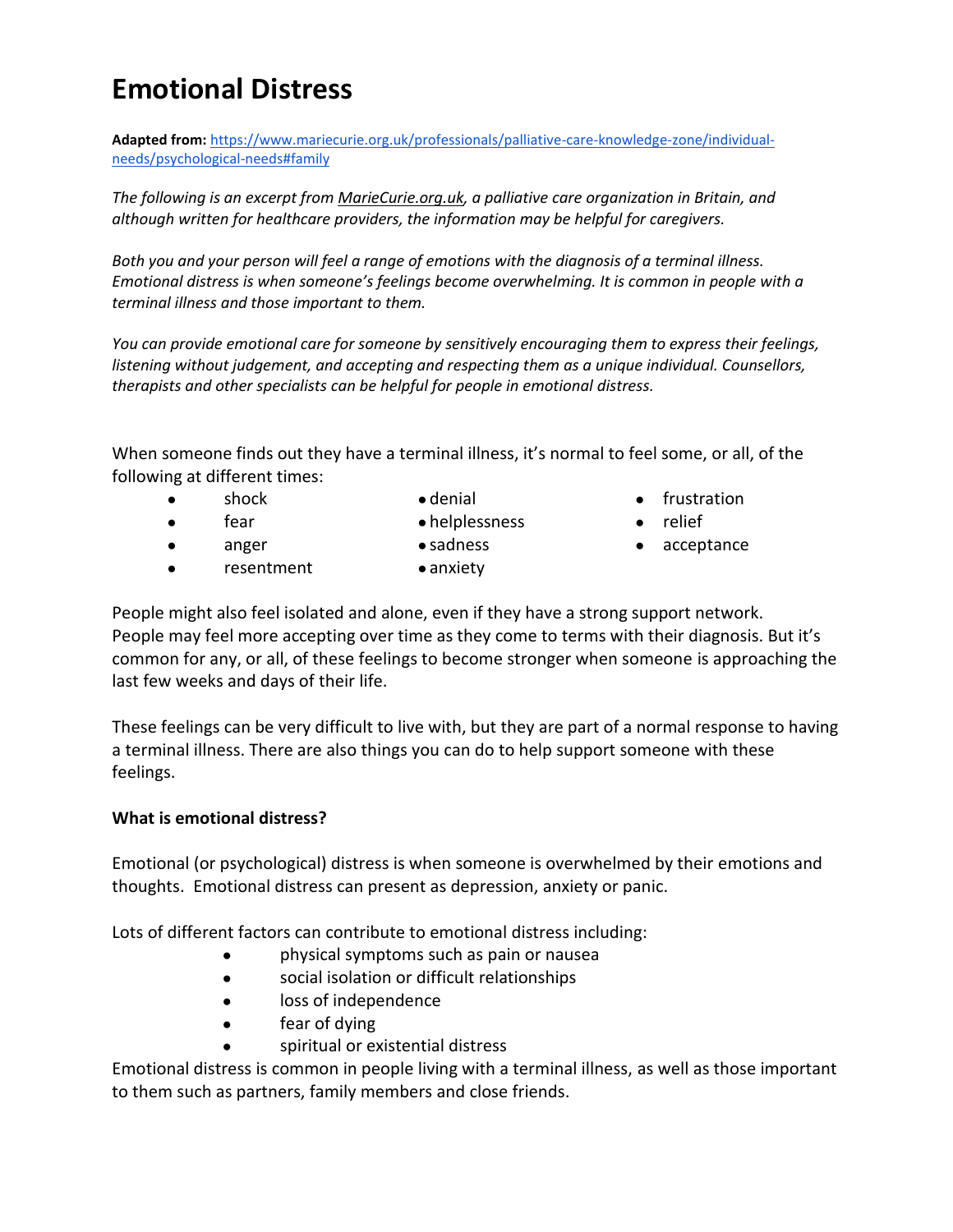# Emotional Distress

**Adapted from:** https://www.mariecurie.org.uk/professionals/palliative-care-knowledge-zone/individual-needs/psychological-needs#family

*The following is an excerpt from MarieCurie.org.uk, a palliative care organization in Britain, and although written for healthcare providers, the information may be helpful for caregivers.*

*Both you and your person will feel a range of emotions with the diagnosis of a terminal illness. Emotional distress is when someone's feelings become overwhelming. It is common in people with a terminal illness and those important to them.*

*You can provide emotional care for someone by sensitively encouraging them to express their feelings, listening without judgement, and accepting and respecting them as a unique individual. Counsellors, therapists and other specialists can be helpful for people in emotional distress.*

When someone finds out they have a terminal illness, it's normal to feel some, or all, of the following at different times:

- shock
- fear
- anger
- resentment
- denial
- helplessness
- sadness
- anxiety
- frustration
- relief
- acceptance

People might also feel isolated and alone, even if they have a strong support network. People may feel more accepting over time as they come to terms with their diagnosis. But it's common for any, or all, of these feelings to become stronger when someone is approaching the last few weeks and days of their life.

These feelings can be very difficult to live with, but they are part of a normal response to having a terminal illness. There are also things you can do to help support someone with these feelings.

**What is emotional distress?**

Emotional (or psychological) distress is when someone is overwhelmed by their emotions and thoughts. Emotional distress can present as depression, anxiety or panic.

Lots of different factors can contribute to emotional distress including:

- physical symptoms such as pain or nausea
- social isolation or difficult relationships
- loss of independence
- fear of dying
- spiritual or existential distress

Emotional distress is common in people living with a terminal illness, as well as those important to them such as partners, family members and close friends.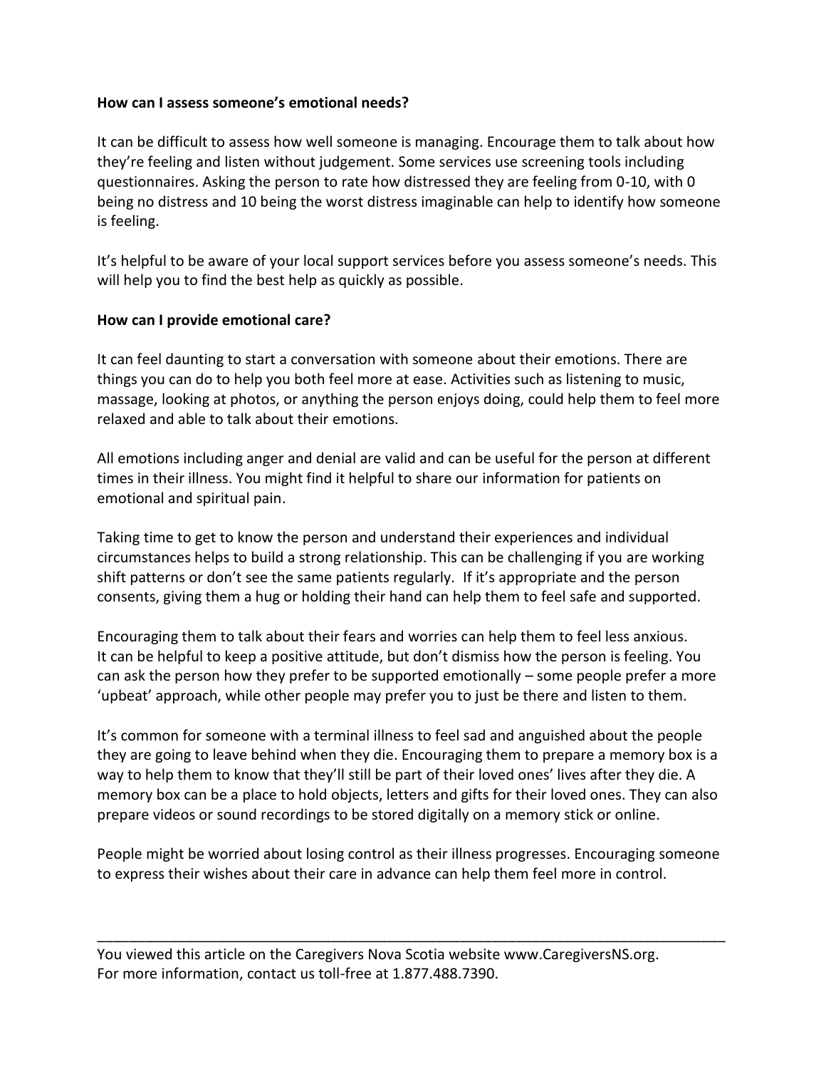**How can I assess someone's emotional needs?**

It can be difficult to assess how well someone is managing. Encourage them to talk about how they're feeling and listen without judgement. Some services use screening tools including questionnaires. Asking the person to rate how distressed they are feeling from 0-10, with 0 being no distress and 10 being the worst distress imaginable can help to identify how someone is feeling.

It's helpful to be aware of your local support services before you assess someone's needs. This will help you to find the best help as quickly as possible.

**How can I provide emotional care?**

It can feel daunting to start a conversation with someone about their emotions. There are things you can do to help you both feel more at ease. Activities such as listening to music, massage, looking at photos, or anything the person enjoys doing, could help them to feel more relaxed and able to talk about their emotions.

All emotions including anger and denial are valid and can be useful for the person at different times in their illness. You might find it helpful to share our information for patients on emotional and spiritual pain.

Taking time to get to know the person and understand their experiences and individual circumstances helps to build a strong relationship. This can be challenging if you are working shift patterns or don't see the same patients regularly. If it's appropriate and the person consents, giving them a hug or holding their hand can help them to feel safe and supported.

Encouraging them to talk about their fears and worries can help them to feel less anxious. It can be helpful to keep a positive attitude, but don't dismiss how the person is feeling. You can ask the person how they prefer to be supported emotionally – some people prefer a more 'upbeat' approach, while other people may prefer you to just be there and listen to them.

It's common for someone with a terminal illness to feel sad and anguished about the people they are going to leave behind when they die. Encouraging them to prepare a memory box is a way to help them to know that they'll still be part of their loved ones' lives after they die. A memory box can be a place to hold objects, letters and gifts for their loved ones. They can also prepare videos or sound recordings to be stored digitally on a memory stick or online.

People might be worried about losing control as their illness progresses. Encouraging someone to express their wishes about their care in advance can help them feel more in control.

---

You viewed this article on the Caregivers Nova Scotia website www.CaregiversNS.org.
For more information, contact us toll-free at 1.877.488.7390.